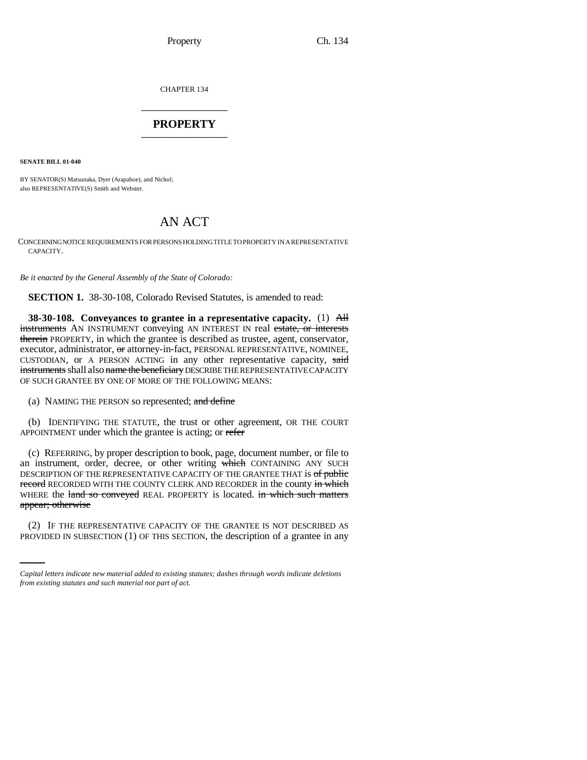CHAPTER 134

## PROPERTY

**SENATE BILL 01-040**

BY SENATOR(S) Matsunaka, Dyer (Arapahoe), and Nichol;
also REPRESENTATIVE(S) Smith and Webster.

# AN ACT

CONCERNING NOTICE REQUIREMENTS FOR PERSONS HOLDING TITLE TO PROPERTY IN A REPRESENTATIVE CAPACITY.

*Be it enacted by the General Assembly of the State of Colorado:*

**SECTION 1.** 38-30-108, Colorado Revised Statutes, is amended to read:

**38-30-108. Conveyances to grantee in a representative capacity.** (1) ~~All instruments~~ AN INSTRUMENT conveying AN INTEREST IN real ~~estate, or interests therein~~ PROPERTY, in which the grantee is described as trustee, agent, conservator, executor, administrator, ~~or~~ attorney-in-fact, PERSONAL REPRESENTATIVE, NOMINEE, CUSTODIAN, or A PERSON ACTING in any other representative capacity, ~~said instruments~~ shall also ~~name the beneficiary~~ DESCRIBE THE REPRESENTATIVE CAPACITY OF SUCH GRANTEE BY ONE OF MORE OF THE FOLLOWING MEANS:

(a) NAMING THE PERSON so represented; ~~and define~~

(b) IDENTIFYING THE STATUTE, the trust or other agreement, OR THE COURT APPOINTMENT under which the grantee is acting; or ~~refer~~

(c) REFERRING, by proper description to book, page, document number, or file to an instrument, order, decree, or other writing ~~which~~ CONTAINING ANY SUCH DESCRIPTION OF THE REPRESENTATIVE CAPACITY OF THE GRANTEE THAT is ~~of public record~~ RECORDED WITH THE COUNTY CLERK AND RECORDER in the county ~~in which~~ WHERE the ~~land so conveyed~~ REAL PROPERTY is located. ~~in which such matters appear; otherwise~~

(2) IF THE REPRESENTATIVE CAPACITY OF THE GRANTEE IS NOT DESCRIBED AS PROVIDED IN SUBSECTION (1) OF THIS SECTION, the description of a grantee in any

*Capital letters indicate new material added to existing statutes; dashes through words indicate deletions from existing statutes and such material not part of act.*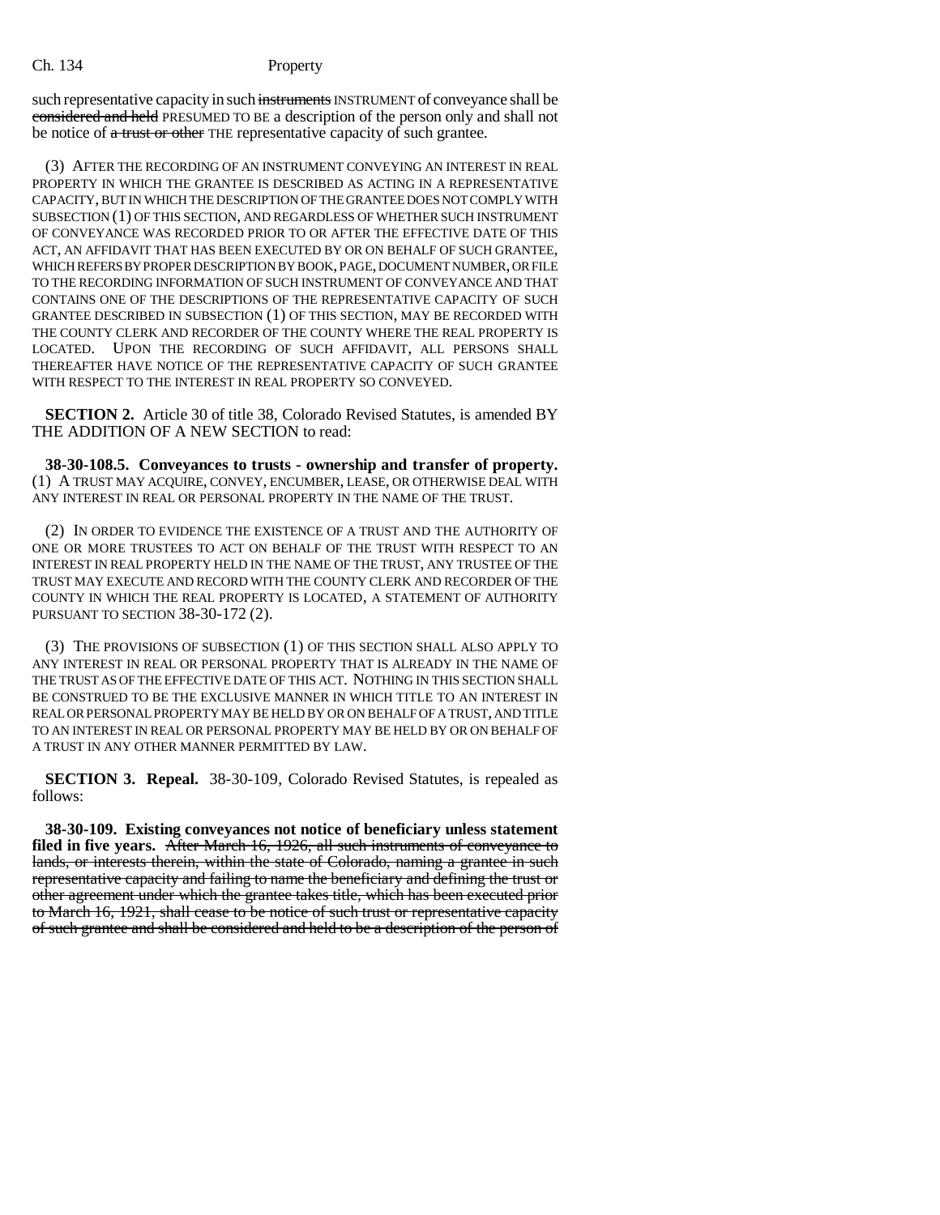such representative capacity in such ~~instruments~~ INSTRUMENT of conveyance shall be ~~considered and held~~ PRESUMED TO BE a description of the person only and shall not be notice of ~~a trust or other~~ THE representative capacity of such grantee.

(3) AFTER THE RECORDING OF AN INSTRUMENT CONVEYING AN INTEREST IN REAL PROPERTY IN WHICH THE GRANTEE IS DESCRIBED AS ACTING IN A REPRESENTATIVE CAPACITY, BUT IN WHICH THE DESCRIPTION OF THE GRANTEE DOES NOT COMPLY WITH SUBSECTION (1) OF THIS SECTION, AND REGARDLESS OF WHETHER SUCH INSTRUMENT OF CONVEYANCE WAS RECORDED PRIOR TO OR AFTER THE EFFECTIVE DATE OF THIS ACT, AN AFFIDAVIT THAT HAS BEEN EXECUTED BY OR ON BEHALF OF SUCH GRANTEE, WHICH REFERS BY PROPER DESCRIPTION BY BOOK, PAGE, DOCUMENT NUMBER, OR FILE TO THE RECORDING INFORMATION OF SUCH INSTRUMENT OF CONVEYANCE AND THAT CONTAINS ONE OF THE DESCRIPTIONS OF THE REPRESENTATIVE CAPACITY OF SUCH GRANTEE DESCRIBED IN SUBSECTION (1) OF THIS SECTION, MAY BE RECORDED WITH THE COUNTY CLERK AND RECORDER OF THE COUNTY WHERE THE REAL PROPERTY IS LOCATED. UPON THE RECORDING OF SUCH AFFIDAVIT, ALL PERSONS SHALL THEREAFTER HAVE NOTICE OF THE REPRESENTATIVE CAPACITY OF SUCH GRANTEE WITH RESPECT TO THE INTEREST IN REAL PROPERTY SO CONVEYED.

**SECTION 2.** Article 30 of title 38, Colorado Revised Statutes, is amended BY THE ADDITION OF A NEW SECTION to read:

**38-30-108.5. Conveyances to trusts - ownership and transfer of property.** (1) A TRUST MAY ACQUIRE, CONVEY, ENCUMBER, LEASE, OR OTHERWISE DEAL WITH ANY INTEREST IN REAL OR PERSONAL PROPERTY IN THE NAME OF THE TRUST.

(2) IN ORDER TO EVIDENCE THE EXISTENCE OF A TRUST AND THE AUTHORITY OF ONE OR MORE TRUSTEES TO ACT ON BEHALF OF THE TRUST WITH RESPECT TO AN INTEREST IN REAL PROPERTY HELD IN THE NAME OF THE TRUST, ANY TRUSTEE OF THE TRUST MAY EXECUTE AND RECORD WITH THE COUNTY CLERK AND RECORDER OF THE COUNTY IN WHICH THE REAL PROPERTY IS LOCATED, A STATEMENT OF AUTHORITY PURSUANT TO SECTION 38-30-172 (2).

(3) THE PROVISIONS OF SUBSECTION (1) OF THIS SECTION SHALL ALSO APPLY TO ANY INTEREST IN REAL OR PERSONAL PROPERTY THAT IS ALREADY IN THE NAME OF THE TRUST AS OF THE EFFECTIVE DATE OF THIS ACT. NOTHING IN THIS SECTION SHALL BE CONSTRUED TO BE THE EXCLUSIVE MANNER IN WHICH TITLE TO AN INTEREST IN REAL OR PERSONAL PROPERTY MAY BE HELD BY OR ON BEHALF OF A TRUST, AND TITLE TO AN INTEREST IN REAL OR PERSONAL PROPERTY MAY BE HELD BY OR ON BEHALF OF A TRUST IN ANY OTHER MANNER PERMITTED BY LAW.

**SECTION 3. Repeal.** 38-30-109, Colorado Revised Statutes, is repealed as follows:

**38-30-109. Existing conveyances not notice of beneficiary unless statement filed in five years.** ~~After March 16, 1926, all such instruments of conveyance to lands, or interests therein, within the state of Colorado, naming a grantee in such representative capacity and failing to name the beneficiary and defining the trust or other agreement under which the grantee takes title, which has been executed prior to March 16, 1921, shall cease to be notice of such trust or representative capacity of such grantee and shall be considered and held to be a description of the person of~~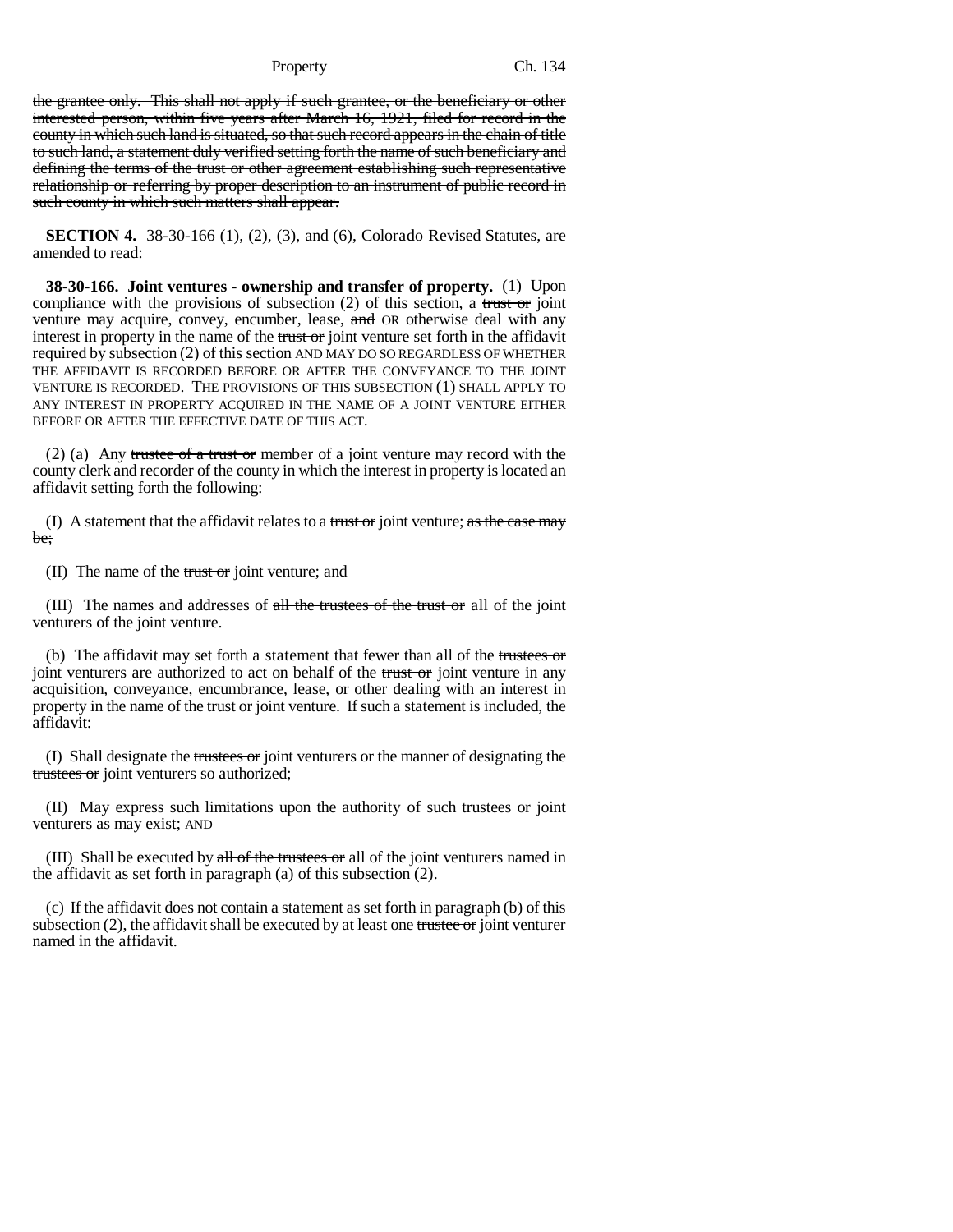~~the grantee only. This shall not apply if such grantee, or the beneficiary or other interested person, within five years after March 16, 1921, filed for record in the county in which such land is situated, so that such record appears in the chain of title to such land, a statement duly verified setting forth the name of such beneficiary and defining the terms of the trust or other agreement establishing such representative relationship or referring by proper description to an instrument of public record in such county in which such matters shall appear.~~

**SECTION 4.** 38-30-166 (1), (2), (3), and (6), Colorado Revised Statutes, are amended to read:

**38-30-166. Joint ventures - ownership and transfer of property.** (1) Upon compliance with the provisions of subsection (2) of this section, a ~~trust or~~ joint venture may acquire, convey, encumber, lease, ~~and~~ OR otherwise deal with any interest in property in the name of the ~~trust or~~ joint venture set forth in the affidavit required by subsection (2) of this section AND MAY DO SO REGARDLESS OF WHETHER THE AFFIDAVIT IS RECORDED BEFORE OR AFTER THE CONVEYANCE TO THE JOINT VENTURE IS RECORDED. THE PROVISIONS OF THIS SUBSECTION (1) SHALL APPLY TO ANY INTEREST IN PROPERTY ACQUIRED IN THE NAME OF A JOINT VENTURE EITHER BEFORE OR AFTER THE EFFECTIVE DATE OF THIS ACT.

(2) (a) Any ~~trustee of a trust or~~ member of a joint venture may record with the county clerk and recorder of the county in which the interest in property is located an affidavit setting forth the following:

(I) A statement that the affidavit relates to a ~~trust or~~ joint venture; ~~as the case may be;~~

(II) The name of the ~~trust or~~ joint venture; and

(III) The names and addresses of ~~all the trustees of the trust or~~ all of the joint venturers of the joint venture.

(b) The affidavit may set forth a statement that fewer than all of the ~~trustees or~~ joint venturers are authorized to act on behalf of the ~~trust or~~ joint venture in any acquisition, conveyance, encumbrance, lease, or other dealing with an interest in property in the name of the ~~trust or~~ joint venture. If such a statement is included, the affidavit:

(I) Shall designate the ~~trustees or~~ joint venturers or the manner of designating the ~~trustees or~~ joint venturers so authorized;

(II) May express such limitations upon the authority of such ~~trustees or~~ joint venturers as may exist; AND

(III) Shall be executed by ~~all of the trustees or~~ all of the joint venturers named in the affidavit as set forth in paragraph (a) of this subsection (2).

(c) If the affidavit does not contain a statement as set forth in paragraph (b) of this subsection (2), the affidavit shall be executed by at least one ~~trustee or~~ joint venturer named in the affidavit.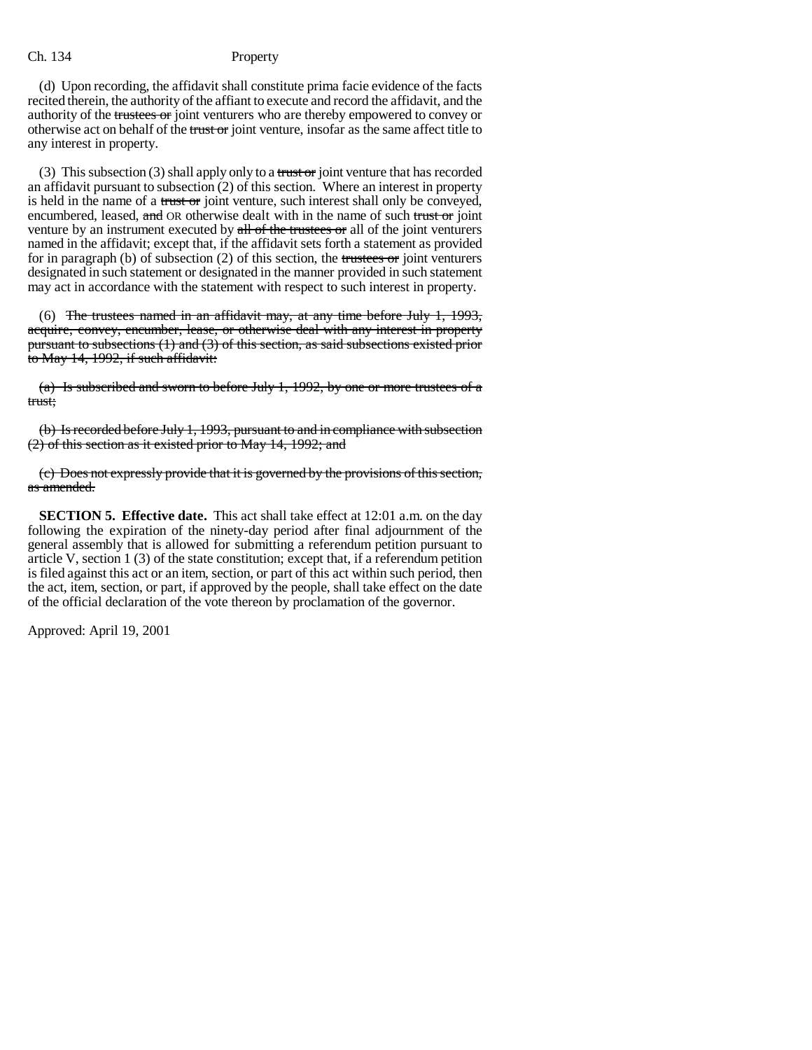(d) Upon recording, the affidavit shall constitute prima facie evidence of the facts recited therein, the authority of the affiant to execute and record the affidavit, and the authority of the ~~trustees or~~ joint venturers who are thereby empowered to convey or otherwise act on behalf of the ~~trust or~~ joint venture, insofar as the same affect title to any interest in property.

(3) This subsection (3) shall apply only to a ~~trust or~~ joint venture that has recorded an affidavit pursuant to subsection (2) of this section. Where an interest in property is held in the name of a ~~trust or~~ joint venture, such interest shall only be conveyed, encumbered, leased, ~~and~~ OR otherwise dealt with in the name of such ~~trust or~~ joint venture by an instrument executed by ~~all of the trustees or~~ all of the joint venturers named in the affidavit; except that, if the affidavit sets forth a statement as provided for in paragraph (b) of subsection (2) of this section, the ~~trustees or~~ joint venturers designated in such statement or designated in the manner provided in such statement may act in accordance with the statement with respect to such interest in property.

(6) ~~The trustees named in an affidavit may, at any time before July 1, 1993, acquire, convey, encumber, lease, or otherwise deal with any interest in property pursuant to subsections (1) and (3) of this section, as said subsections existed prior to May 14, 1992, if such affidavit:~~

~~(a) Is subscribed and sworn to before July 1, 1992, by one or more trustees of a trust;~~

~~(b) Is recorded before July 1, 1993, pursuant to and in compliance with subsection (2) of this section as it existed prior to May 14, 1992; and~~

~~(c) Does not expressly provide that it is governed by the provisions of this section, as amended.~~

**SECTION 5. Effective date.** This act shall take effect at 12:01 a.m. on the day following the expiration of the ninety-day period after final adjournment of the general assembly that is allowed for submitting a referendum petition pursuant to article V, section 1 (3) of the state constitution; except that, if a referendum petition is filed against this act or an item, section, or part of this act within such period, then the act, item, section, or part, if approved by the people, shall take effect on the date of the official declaration of the vote thereon by proclamation of the governor.

Approved: April 19, 2001